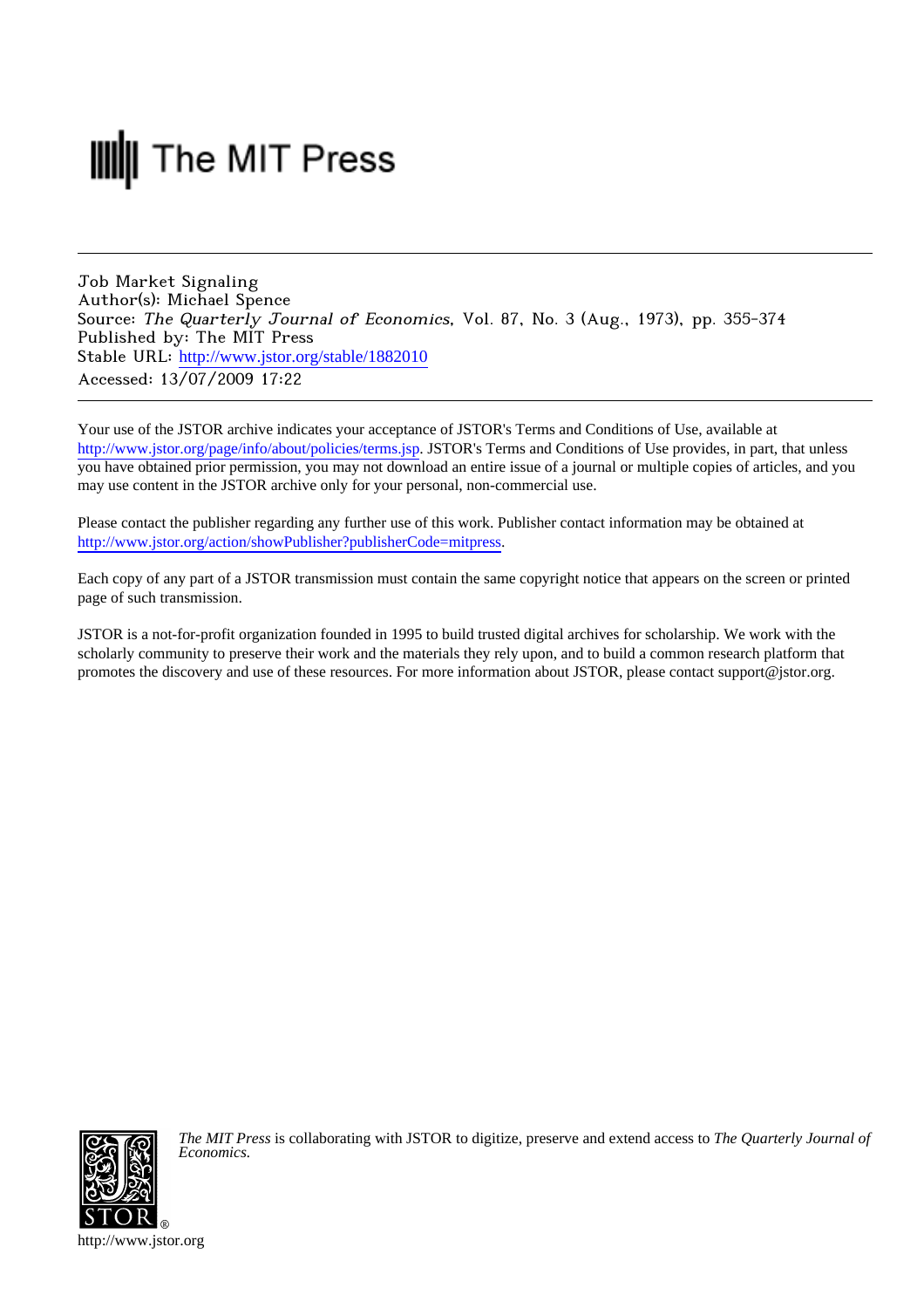The MIT Press

Job Market Signaling
Author(s): Michael Spence
Source: *The Quarterly Journal of Economics*, Vol. 87, No. 3 (Aug., 1973), pp. 355-374
Published by: The MIT Press
Stable URL: http://www.jstor.org/stable/1882010
Accessed: 13/07/2009 17:22

Your use of the JSTOR archive indicates your acceptance of JSTOR's Terms and Conditions of Use, available at http://www.jstor.org/page/info/about/policies/terms.jsp. JSTOR's Terms and Conditions of Use provides, in part, that unless you have obtained prior permission, you may not download an entire issue of a journal or multiple copies of articles, and you may use content in the JSTOR archive only for your personal, non-commercial use.

Please contact the publisher regarding any further use of this work. Publisher contact information may be obtained at http://www.jstor.org/action/showPublisher?publisherCode=mitpress.

Each copy of any part of a JSTOR transmission must contain the same copyright notice that appears on the screen or printed page of such transmission.

JSTOR is a not-for-profit organization founded in 1995 to build trusted digital archives for scholarship. We work with the scholarly community to preserve their work and the materials they rely upon, and to build a common research platform that promotes the discovery and use of these resources. For more information about JSTOR, please contact support@jstor.org.

*The MIT Press* is collaborating with JSTOR to digitize, preserve and extend access to *The Quarterly Journal of Economics.*

http://www.jstor.org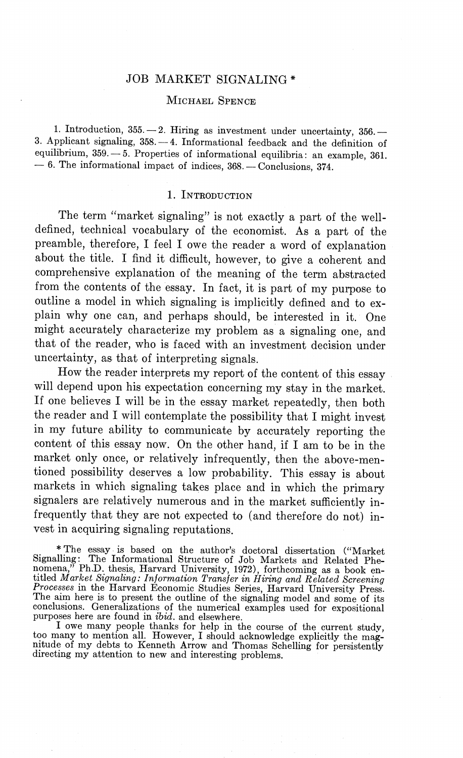# JOB MARKET SIGNALING *

MICHAEL SPENCE

1. Introduction, 355. — 2. Hiring as investment under uncertainty, 356. — 3. Applicant signaling, 358. — 4. Informational feedback and the definition of equilibrium, 359. — 5. Properties of informational equilibria: an example, 361. — 6. The informational impact of indices, 368. — Conclusions, 374.

## 1. INTRODUCTION

The term "market signaling" is not exactly a part of the well-defined, technical vocabulary of the economist. As a part of the preamble, therefore, I feel I owe the reader a word of explanation about the title. I find it difficult, however, to give a coherent and comprehensive explanation of the meaning of the term abstracted from the contents of the essay. In fact, it is part of my purpose to outline a model in which signaling is implicitly defined and to explain why one can, and perhaps should, be interested in it. One might accurately characterize my problem as a signaling one, and that of the reader, who is faced with an investment decision under uncertainty, as that of interpreting signals.

How the reader interprets my report of the content of this essay will depend upon his expectation concerning my stay in the market. If one believes I will be in the essay market repeatedly, then both the reader and I will contemplate the possibility that I might invest in my future ability to communicate by accurately reporting the content of this essay now. On the other hand, if I am to be in the market only once, or relatively infrequently, then the above-mentioned possibility deserves a low probability. This essay is about markets in which signaling takes place and in which the primary signalers are relatively numerous and in the market sufficiently infrequently that they are not expected to (and therefore do not) invest in acquiring signaling reputations.

* The essay is based on the author's doctoral dissertation ("Market Signalling: The Informational Structure of Job Markets and Related Phenomena," Ph.D. thesis, Harvard University, 1972), forthcoming as a book entitled *Market Signaling: Information Transfer in Hiring and Related Screening Processes* in the Harvard Economic Studies Series, Harvard University Press. The aim here is to present the outline of the signaling model and some of its conclusions. Generalizations of the numerical examples used for expositional purposes here are found in *ibid.* and elsewhere.

I owe many people thanks for help in the course of the current study, too many to mention all. However, I should acknowledge explicitly the magnitude of my debts to Kenneth Arrow and Thomas Schelling for persistently directing my attention to new and interesting problems.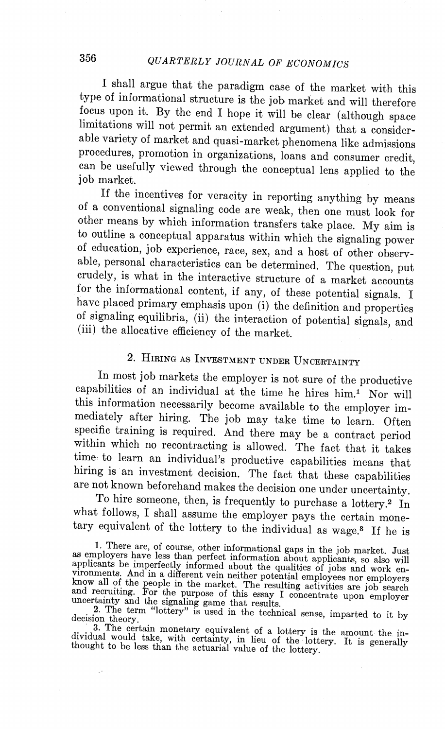I shall argue that the paradigm case of the market with this type of informational structure is the job market and will therefore focus upon it. By the end I hope it will be clear (although space limitations will not permit an extended argument) that a considerable variety of market and quasi-market phenomena like admissions procedures, promotion in organizations, loans and consumer credit, can be usefully viewed through the conceptual lens applied to the job market.

If the incentives for veracity in reporting anything by means of a conventional signaling code are weak, then one must look for other means by which information transfers take place. My aim is to outline a conceptual apparatus within which the signaling power of education, job experience, race, sex, and a host of other observable, personal characteristics can be determined. The question, put crudely, is what in the interactive structure of a market accounts for the informational content, if any, of these potential signals. I have placed primary emphasis upon (i) the definition and properties of signaling equilibria, (ii) the interaction of potential signals, and (iii) the allocative efficiency of the market.

## 2. Hiring as Investment under Uncertainty

In most job markets the employer is not sure of the productive capabilities of an individual at the time he hires him.[1] Nor will this information necessarily become available to the employer immediately after hiring. The job may take time to learn. Often specific training is required. And there may be a contract period within which no recontracting is allowed. The fact that it takes time to learn an individual's productive capabilities means that hiring is an investment decision. The fact that these capabilities are not known beforehand makes the decision one under uncertainty.

To hire someone, then, is frequently to purchase a lottery.[2] In what follows, I shall assume the employer pays the certain monetary equivalent of the lottery to the individual as wage.[3] If he is

1. There are, of course, other informational gaps in the job market. Just as employers have less than perfect information about applicants, so also will applicants be imperfectly informed about the qualities of jobs and work environments. And in a different vein neither potential employees nor employers know all of the people in the market. The resulting activities are job search and recruiting. For the purpose of this essay I concentrate upon employer uncertainty and the signaling game that results.

2. The term "lottery" is used in the technical sense, imparted to it by decision theory.

3. The certain monetary equivalent of a lottery is the amount the individual would take, with certainty, in lieu of the lottery. It is generally thought to be less than the actuarial value of the lottery.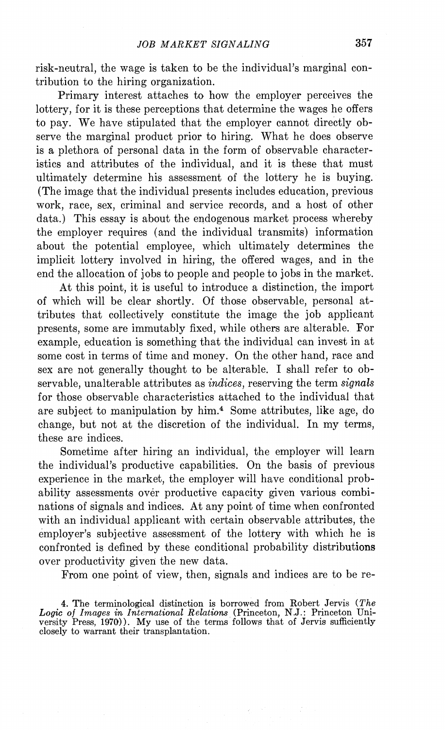risk-neutral, the wage is taken to be the individual's marginal contribution to the hiring organization.

Primary interest attaches to how the employer perceives the lottery, for it is these perceptions that determine the wages he offers to pay. We have stipulated that the employer cannot directly observe the marginal product prior to hiring. What he does observe is a plethora of personal data in the form of observable characteristics and attributes of the individual, and it is these that must ultimately determine his assessment of the lottery he is buying. (The image that the individual presents includes education, previous work, race, sex, criminal and service records, and a host of other data.) This essay is about the endogenous market process whereby the employer requires (and the individual transmits) information about the potential employee, which ultimately determines the implicit lottery involved in hiring, the offered wages, and in the end the allocation of jobs to people and people to jobs in the market.

At this point, it is useful to introduce a distinction, the import of which will be clear shortly. Of those observable, personal attributes that collectively constitute the image the job applicant presents, some are immutably fixed, while others are alterable. For example, education is something that the individual can invest in at some cost in terms of time and money. On the other hand, race and sex are not generally thought to be alterable. I shall refer to observable, unalterable attributes as *indices*, reserving the term *signals* for those observable characteristics attached to the individual that are subject to manipulation by him.[4] Some attributes, like age, do change, but not at the discretion of the individual. In my terms, these are indices.

Sometime after hiring an individual, the employer will learn the individual's productive capabilities. On the basis of previous experience in the market, the employer will have conditional probability assessments over productive capacity given various combinations of signals and indices. At any point of time when confronted with an individual applicant with certain observable attributes, the employer's subjective assessment of the lottery with which he is confronted is defined by these conditional probability distributions over productivity given the new data.

From one point of view, then, signals and indices are to be re-

4. The terminological distinction is borrowed from Robert Jervis (*The Logic of Images in International Relations* (Princeton, N.J.: Princeton University Press, 1970)). My use of the terms follows that of Jervis sufficiently closely to warrant their transplantation.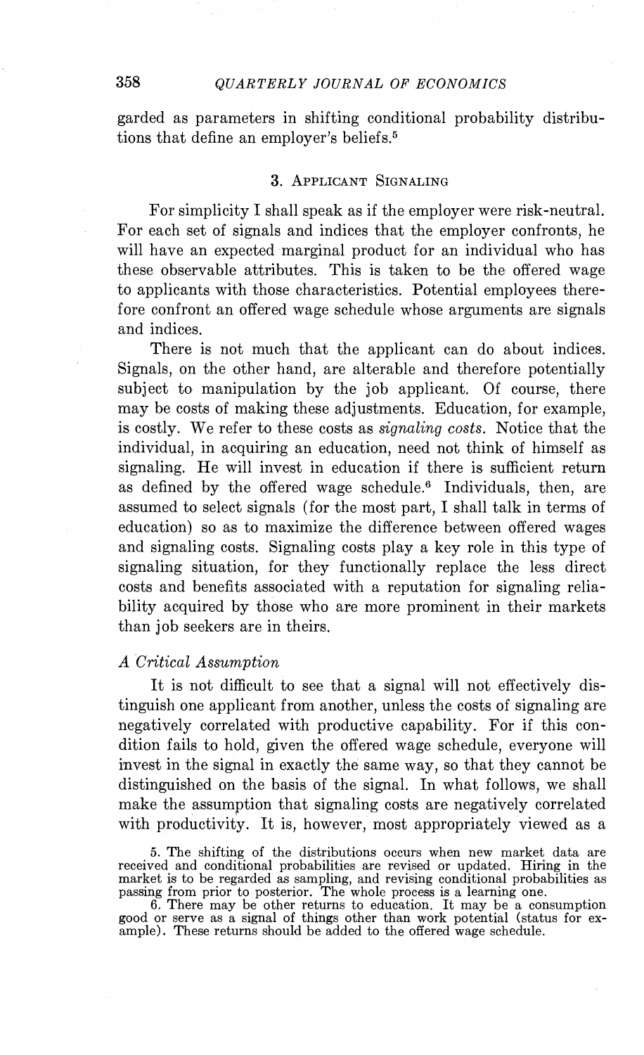garded as parameters in shifting conditional probability distributions that define an employer's beliefs.[5]

## 3. Applicant Signaling

For simplicity I shall speak as if the employer were risk-neutral. For each set of signals and indices that the employer confronts, he will have an expected marginal product for an individual who has these observable attributes. This is taken to be the offered wage to applicants with those characteristics. Potential employees therefore confront an offered wage schedule whose arguments are signals and indices.

There is not much that the applicant can do about indices. Signals, on the other hand, are alterable and therefore potentially subject to manipulation by the job applicant. Of course, there may be costs of making these adjustments. Education, for example, is costly. We refer to these costs as *signaling costs*. Notice that the individual, in acquiring an education, need not think of himself as signaling. He will invest in education if there is sufficient return as defined by the offered wage schedule.[6] Individuals, then, are assumed to select signals (for the most part, I shall talk in terms of education) so as to maximize the difference between offered wages and signaling costs. Signaling costs play a key role in this type of signaling situation, for they functionally replace the less direct costs and benefits associated with a reputation for signaling reliability acquired by those who are more prominent in their markets than job seekers are in theirs.

### *A Critical Assumption*

It is not difficult to see that a signal will not effectively distinguish one applicant from another, unless the costs of signaling are negatively correlated with productive capability. For if this condition fails to hold, given the offered wage schedule, everyone will invest in the signal in exactly the same way, so that they cannot be distinguished on the basis of the signal. In what follows, we shall make the assumption that signaling costs are negatively correlated with productivity. It is, however, most appropriately viewed as a

5. The shifting of the distributions occurs when new market data are received and conditional probabilities are revised or updated. Hiring in the market is to be regarded as sampling, and revising conditional probabilities as passing from prior to posterior. The whole process is a learning one.

6. There may be other returns to education. It may be a consumption good or serve as a signal of things other than work potential (status for example). These returns should be added to the offered wage schedule.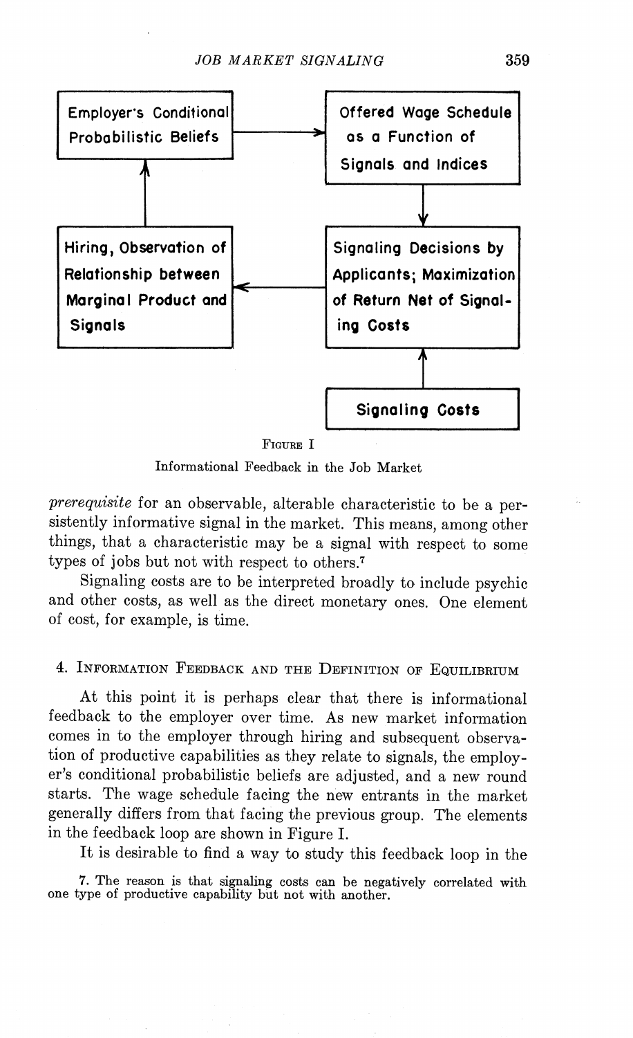FIGURE I

Informational Feedback in the Job Market

*prerequisite* for an observable, alterable characteristic to be a persistently informative signal in the market. This means, among other things, that a characteristic may be a signal with respect to some types of jobs but not with respect to others.[7]

Signaling costs are to be interpreted broadly to include psychic and other costs, as well as the direct monetary ones. One element of cost, for example, is time.

## 4. Information Feedback and the Definition of Equilibrium

At this point it is perhaps clear that there is informational feedback to the employer over time. As new market information comes in to the employer through hiring and subsequent observation of productive capabilities as they relate to signals, the employer's conditional probabilistic beliefs are adjusted, and a new round starts. The wage schedule facing the new entrants in the market generally differs from that facing the previous group. The elements in the feedback loop are shown in Figure I.

It is desirable to find a way to study this feedback loop in the

7. The reason is that signaling costs can be negatively correlated with one type of productive capability but not with another.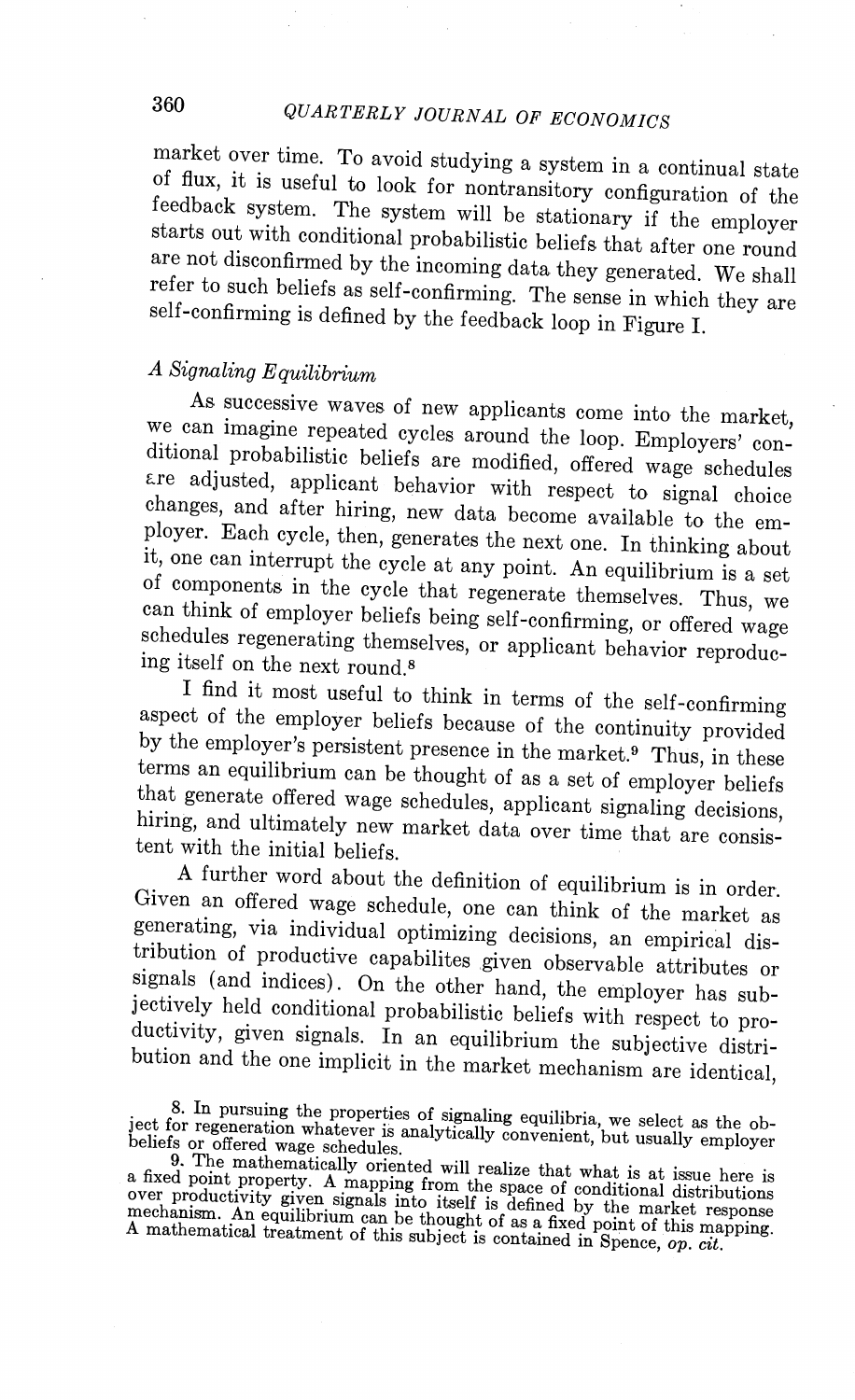market over time. To avoid studying a system in a continual state of flux, it is useful to look for nontransitory configuration of the feedback system. The system will be stationary if the employer starts out with conditional probabilistic beliefs that after one round are not disconfirmed by the incoming data they generated. We shall refer to such beliefs as self-confirming. The sense in which they are self-confirming is defined by the feedback loop in Figure I.

### *A Signaling Equilibrium*

As successive waves of new applicants come into the market, we can imagine repeated cycles around the loop. Employers' conditional probabilistic beliefs are modified, offered wage schedules are adjusted, applicant behavior with respect to signal choice changes, and after hiring, new data become available to the employer. Each cycle, then, generates the next one. In thinking about it, one can interrupt the cycle at any point. An equilibrium is a set of components in the cycle that regenerate themselves. Thus, we can think of employer beliefs being self-confirming, or offered wage schedules regenerating themselves, or applicant behavior reproducing itself on the next round.[8]

I find it most useful to think in terms of the self-confirming aspect of the employer beliefs because of the continuity provided by the employer's persistent presence in the market.[9] Thus, in these terms an equilibrium can be thought of as a set of employer beliefs that generate offered wage schedules, applicant signaling decisions, hiring, and ultimately new market data over time that are consistent with the initial beliefs.

A further word about the definition of equilibrium is in order. Given an offered wage schedule, one can think of the market as generating, via individual optimizing decisions, an empirical distribution of productive capabilites given observable attributes or signals (and indices). On the other hand, the employer has subjectively held conditional probabilistic beliefs with respect to productivity, given signals. In an equilibrium the subjective distribution and the one implicit in the market mechanism are identical,

8. In pursuing the properties of signaling equilibria, we select as the object for regeneration whatever is analytically convenient, but usually employer beliefs or offered wage schedules.

9. The mathematically oriented will realize that what is at issue here is a fixed point property. A mapping from the space of conditional distributions over productivity given signals into itself is defined by the market response mechanism. An equilibrium can be thought of as a fixed point of this mapping. A mathematical treatment of this subject is contained in Spence, *op. cit.*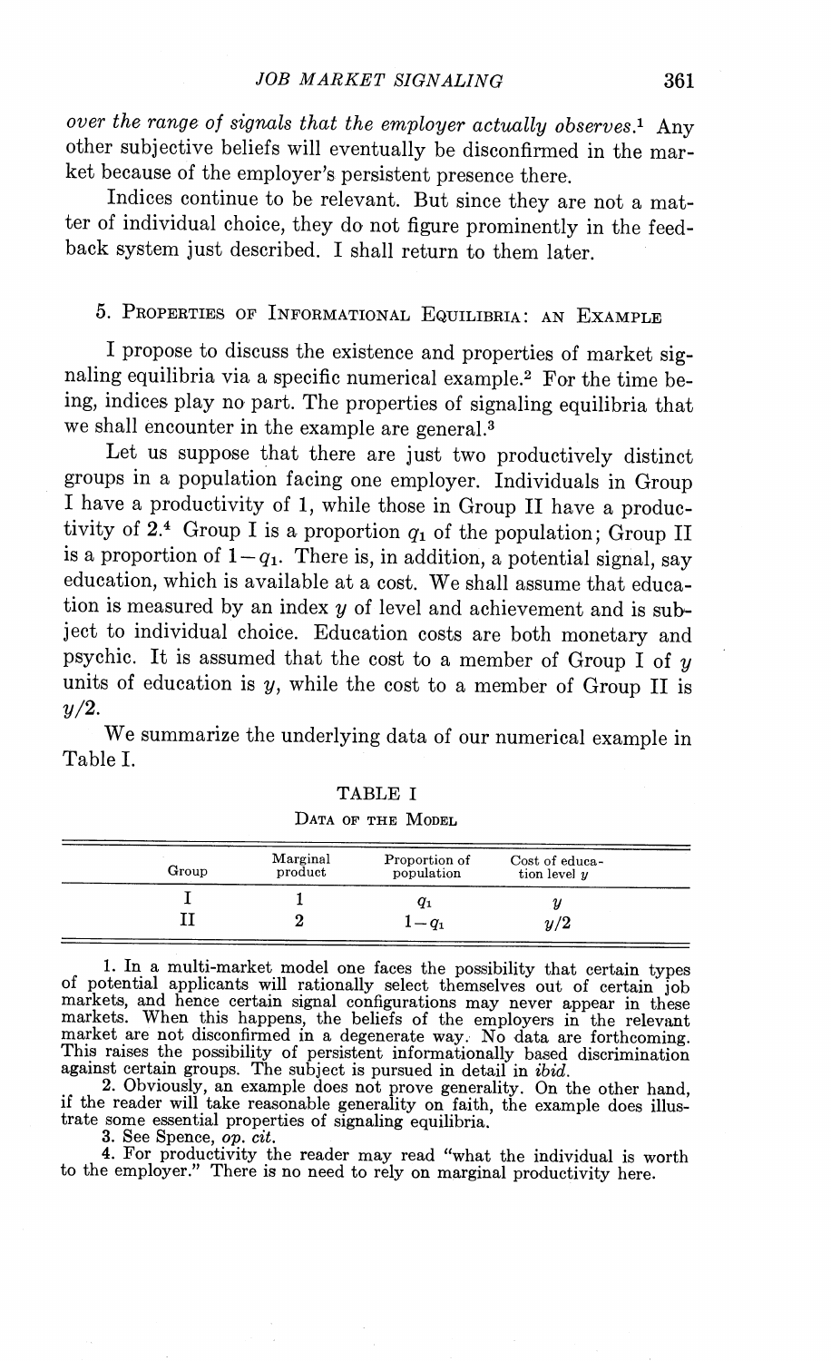*over the range of signals that the employer actually observes.*[1] Any other subjective beliefs will eventually be disconfirmed in the market because of the employer's persistent presence there.

Indices continue to be relevant. But since they are not a matter of individual choice, they do not figure prominently in the feedback system just described. I shall return to them later.

## 5. Properties of Informational Equilibria: an Example

I propose to discuss the existence and properties of market signaling equilibria via a specific numerical example.[2] For the time being, indices play no part. The properties of signaling equilibria that we shall encounter in the example are general.[3]

Let us suppose that there are just two productively distinct groups in a population facing one employer. Individuals in Group I have a productivity of 1, while those in Group II have a productivity of 2.[4] Group I is a proportion $q_1$ of the population; Group II is a proportion of $1-q_1$. There is, in addition, a potential signal, say education, which is available at a cost. We shall assume that education is measured by an index $y$ of level and achievement and is subject to individual choice. Education costs are both monetary and psychic. It is assumed that the cost to a member of Group I of $y$ units of education is $y$, while the cost to a member of Group II is $y/2$.

We summarize the underlying data of our numerical example in Table I.

TABLE I

Data of the Model

| Group | Marginal product | Proportion of population | Cost of education level $y$ |
|---|---|---|---|
| I | 1 | $q_1$ | $y$ |
| II | 2 | $1-q_1$ | $y/2$ |

1. In a multi-market model one faces the possibility that certain types of potential applicants will rationally select themselves out of certain job markets, and hence certain signal configurations may never appear in these markets. When this happens, the beliefs of the employers in the relevant market are not disconfirmed in a degenerate way. No data are forthcoming. This raises the possibility of persistent informationally based discrimination against certain groups. The subject is pursued in detail in *ibid.*

2. Obviously, an example does not prove generality. On the other hand, if the reader will take reasonable generality on faith, the example does illustrate some essential properties of signaling equilibria.

3. See Spence, *op. cit.*

4. For productivity the reader may read "what the individual is worth to the employer." There is no need to rely on marginal productivity here.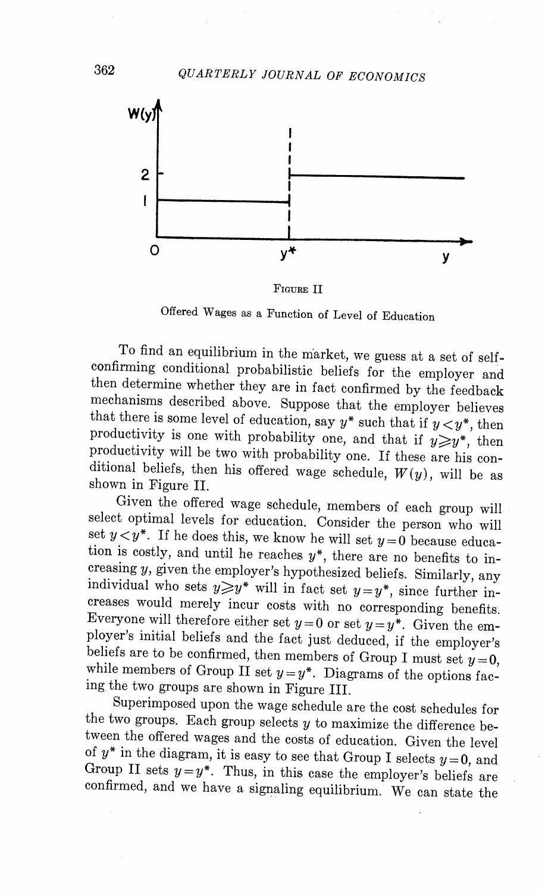FIGURE II

Offered Wages as a Function of Level of Education

To find an equilibrium in the market, we guess at a set of self-confirming conditional probabilistic beliefs for the employer and then determine whether they are in fact confirmed by the feedback mechanisms described above. Suppose that the employer believes that there is some level of education, say $y^*$ such that if $y<y^*$, then productivity is one with probability one, and that if $y \geqslant y^*$, then productivity will be two with probability one. If these are his conditional beliefs, then his offered wage schedule, $W(y)$, will be as shown in Figure II.

Given the offered wage schedule, members of each group will select optimal levels for education. Consider the person who will set $y<y^*$. If he does this, we know he will set $y=0$ because education is costly, and until he reaches $y^*$, there are no benefits to increasing $y$, given the employer's hypothesized beliefs. Similarly, any individual who sets $y \geqslant y^*$ will in fact set $y=y^*$, since further increases would merely incur costs with no corresponding benefits. Everyone will therefore either set $y=0$ or set $y=y^*$. Given the employer's initial beliefs and the fact just deduced, if the employer's beliefs are to be confirmed, then members of Group I must set $y=0$, while members of Group II set $y=y^*$. Diagrams of the options facing the two groups are shown in Figure III.

Superimposed upon the wage schedule are the cost schedules for the two groups. Each group selects $y$ to maximize the difference between the offered wages and the costs of education. Given the level of $y^*$ in the diagram, it is easy to see that Group I selects $y=0$, and Group II sets $y=y^*$. Thus, in this case the employer's beliefs are confirmed, and we have a signaling equilibrium. We can state the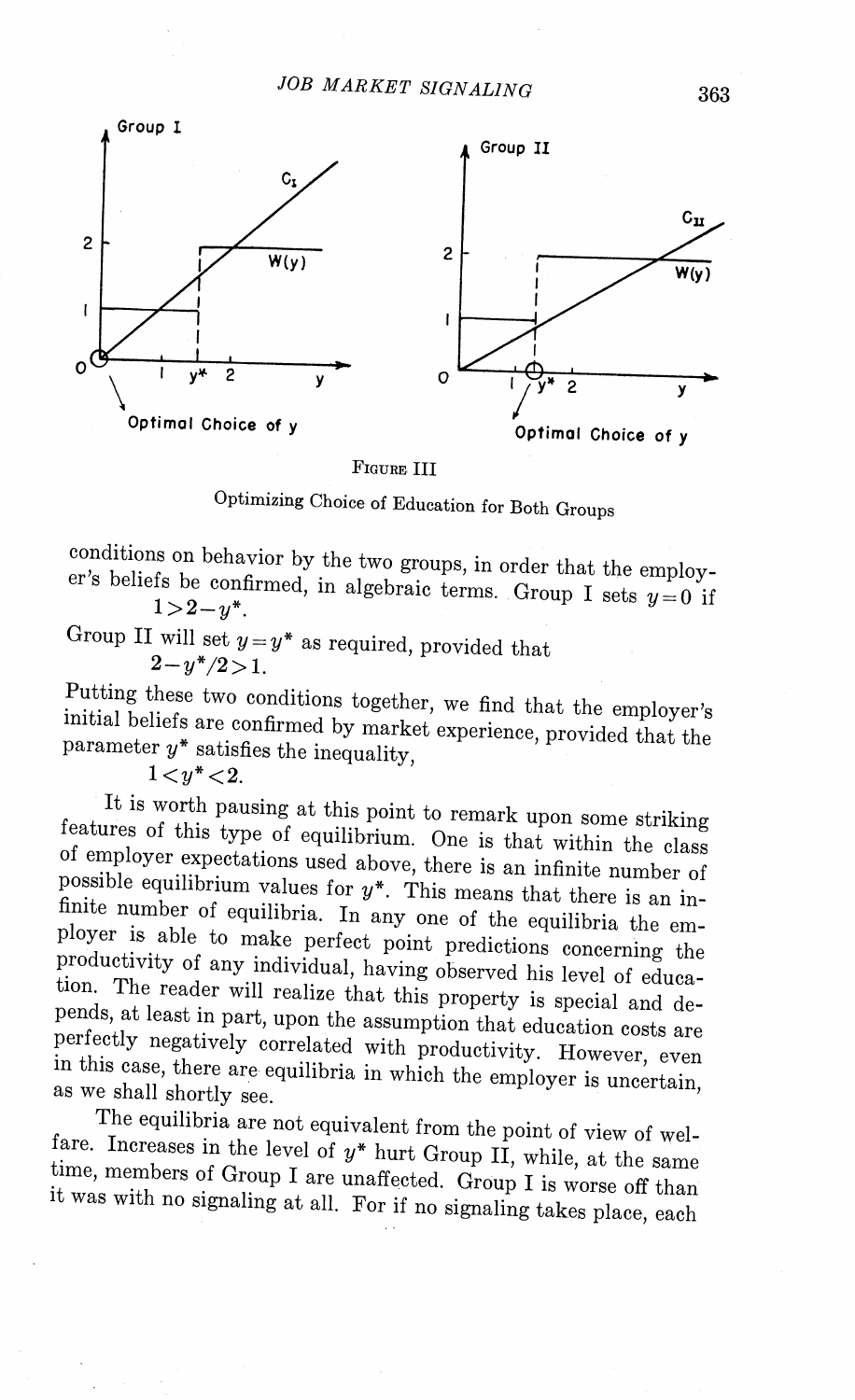FIGURE III

Optimizing Choice of Education for Both Groups

conditions on behavior by the two groups, in order that the employer's beliefs be confirmed, in algebraic terms. Group I sets $y=0$ if

$$1>2-y^*.$$

Group II will set $y=y^*$ as required, provided that

$$2-y^*/2>1.$$

Putting these two conditions together, we find that the employer's initial beliefs are confirmed by market experience, provided that the parameter $y^*$ satisfies the inequality,

$$1<y^*<2.$$

It is worth pausing at this point to remark upon some striking features of this type of equilibrium. One is that within the class of employer expectations used above, there is an infinite number of possible equilibrium values for $y^*$. This means that there is an infinite number of equilibria. In any one of the equilibria the employer is able to make perfect point predictions concerning the productivity of any individual, having observed his level of education. The reader will realize that this property is special and depends, at least in part, upon the assumption that education costs are perfectly negatively correlated with productivity. However, even in this case, there are equilibria in which the employer is uncertain, as we shall shortly see.

The equilibria are not equivalent from the point of view of welfare. Increases in the level of $y^*$ hurt Group II, while, at the same time, members of Group I are unaffected. Group I is worse off than it was with no signaling at all. For if no signaling takes place, each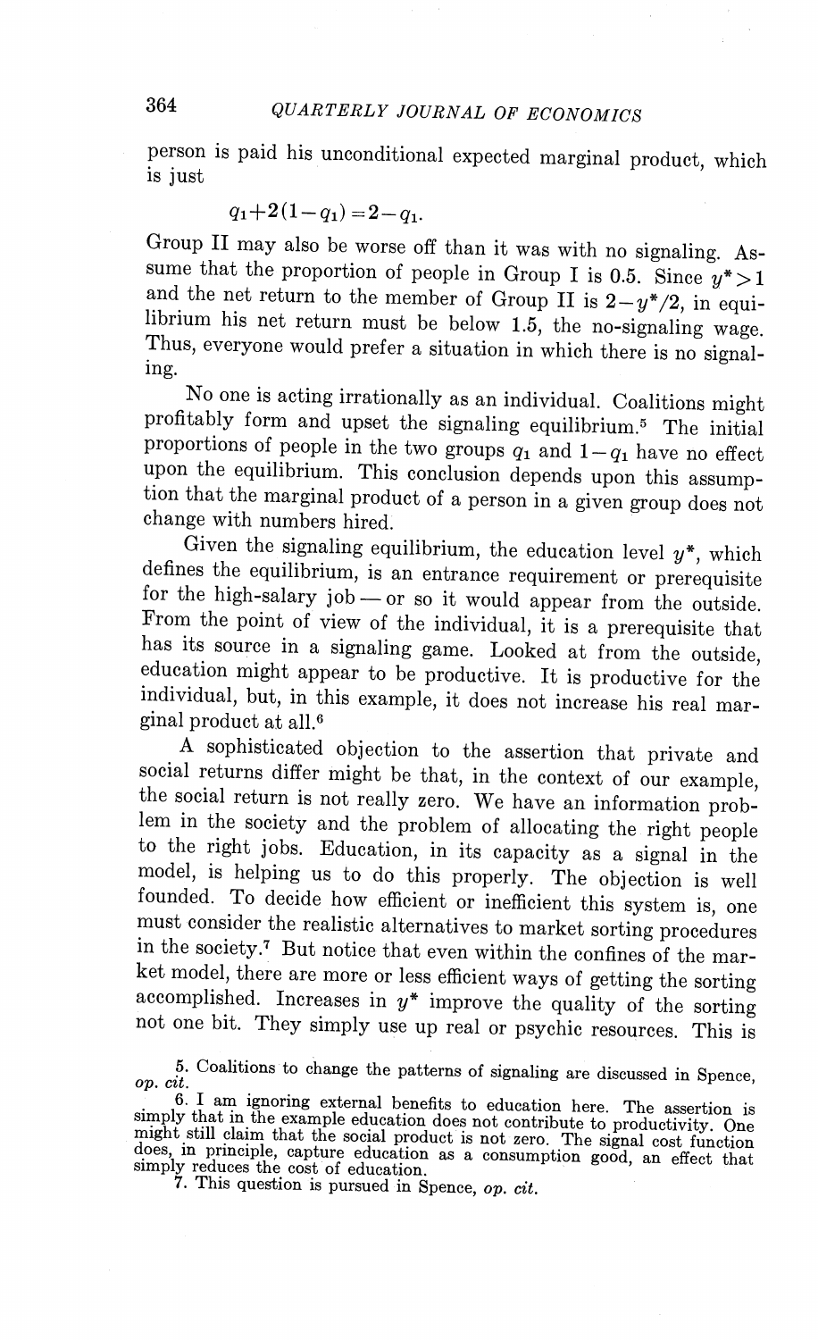person is paid his unconditional expected marginal product, which is just

$$q_1+2(1-q_1)=2-q_1.$$

Group II may also be worse off than it was with no signaling. Assume that the proportion of people in Group I is 0.5. Since $y^*>1$ and the net return to the member of Group II is $2-y^*/2$, in equilibrium his net return must be below 1.5, the no-signaling wage. Thus, everyone would prefer a situation in which there is no signaling.

No one is acting irrationally as an individual. Coalitions might profitably form and upset the signaling equilibrium.[5] The initial proportions of people in the two groups $q_1$ and $1-q_1$ have no effect upon the equilibrium. This conclusion depends upon this assumption that the marginal product of a person in a given group does not change with numbers hired.

Given the signaling equilibrium, the education level $y^*$, which defines the equilibrium, is an entrance requirement or prerequisite for the high-salary job — or so it would appear from the outside. From the point of view of the individual, it is a prerequisite that has its source in a signaling game. Looked at from the outside, education might appear to be productive. It is productive for the individual, but, in this example, it does not increase his real marginal product at all.[6]

A sophisticated objection to the assertion that private and social returns differ might be that, in the context of our example, the social return is not really zero. We have an information problem in the society and the problem of allocating the right people to the right jobs. Education, in its capacity as a signal in the model, is helping us to do this properly. The objection is well founded. To decide how efficient or inefficient this system is, one must consider the realistic alternatives to market sorting procedures in the society.[7] But notice that even within the confines of the market model, there are more or less efficient ways of getting the sorting accomplished. Increases in $y^*$ improve the quality of the sorting not one bit. They simply use up real or psychic resources. This is

5. Coalitions to change the patterns of signaling are discussed in Spence, *op. cit.*

6. I am ignoring external benefits to education here. The assertion is simply that in the example education does not contribute to productivity. One might still claim that the social product is not zero. The signal cost function does, in principle, capture education as a consumption good, an effect that simply reduces the cost of education.

7. This question is pursued in Spence, *op. cit.*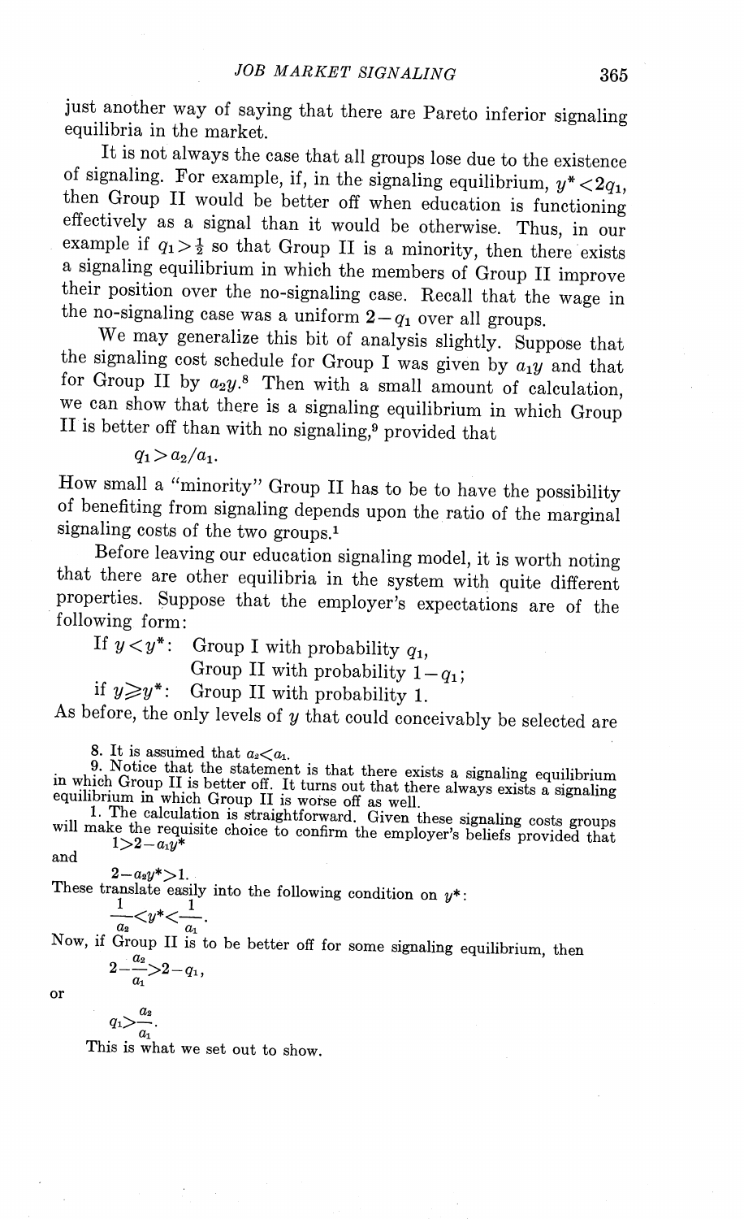just another way of saying that there are Pareto inferior signaling equilibria in the market.

It is not always the case that all groups lose due to the existence of signaling. For example, if, in the signaling equilibrium, $y^* < 2q_1$, then Group II would be better off when education is functioning effectively as a signal than it would be otherwise. Thus, in our example if $q_1 > \frac{1}{2}$ so that Group II is a minority, then there exists a signaling equilibrium in which the members of Group II improve their position over the no-signaling case. Recall that the wage in the no-signaling case was a uniform $2 - q_1$ over all groups.

We may generalize this bit of analysis slightly. Suppose that the signaling cost schedule for Group I was given by $a_1 y$ and that for Group II by $a_2 y$.[8] Then with a small amount of calculation, we can show that there is a signaling equilibrium in which Group II is better off than with no signaling,[9] provided that

$$q_1 > a_2/a_1.$$

How small a "minority" Group II has to be to have the possibility of benefiting from signaling depends upon the ratio of the marginal signaling costs of the two groups.[1]

Before leaving our education signaling model, it is worth noting that there are other equilibria in the system with quite different properties. Suppose that the employer's expectations are of the following form:

If $y < y^*$: Group I with probability $q_1$,
Group II with probability $1 - q_1$;
if $y \geqslant y^*$: Group II with probability 1.

As before, the only levels of $y$ that could conceivably be selected are

8. It is assumed that $a_2 < a_1$.

9. Notice that the statement is that there exists a signaling equilibrium in which Group II is better off. It turns out that there always exists a signaling equilibrium in which Group II is worse off as well.

1. The calculation is straightforward. Given these signaling costs groups will make the requisite choice to confirm the employer's beliefs provided that

$$1 > 2 - a_1 y^*$$

and

$$2 - a_2 y^* > 1.$$

These translate easily into the following condition on $y^*$:

$$\frac{1}{a_2} < y^* < \frac{1}{a_1}.$$

Now, if Group II is to be better off for some signaling equilibrium, then

$$2 - \frac{a_2}{a_1} > 2 - q_1,$$

or

$$q_1 > \frac{a_2}{a_1}.$$

This is what we set out to show.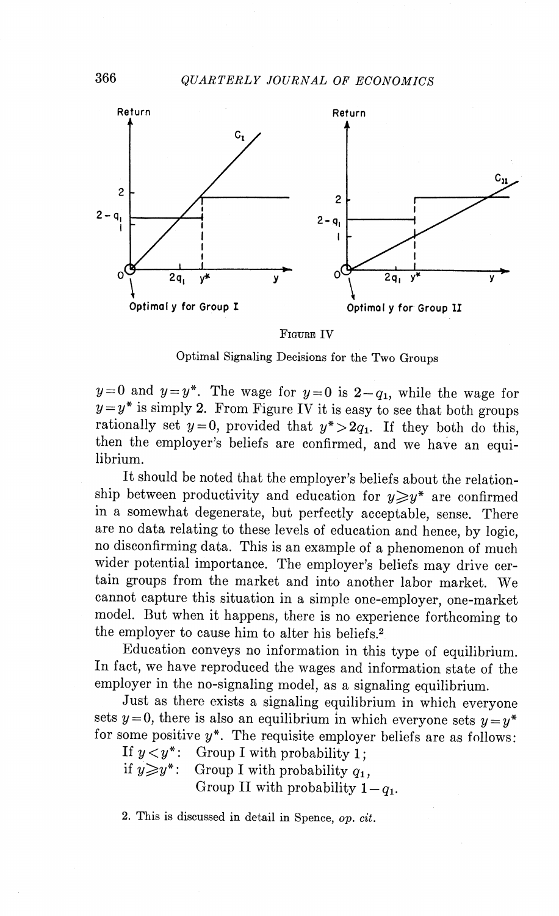FIGURE IV

Optimal Signaling Decisions for the Two Groups

$y=0$ and $y=y^*$. The wage for $y=0$ is $2-q_1$, while the wage for $y=y^*$ is simply 2. From Figure IV it is easy to see that both groups rationally set $y=0$, provided that $y^*>2q_1$. If they both do this, then the employer's beliefs are confirmed, and we have an equilibrium.

It should be noted that the employer's beliefs about the relationship between productivity and education for $y \geqslant y^*$ are confirmed in a somewhat degenerate, but perfectly acceptable, sense. There are no data relating to these levels of education and hence, by logic, no disconfirming data. This is an example of a phenomenon of much wider potential importance. The employer's beliefs may drive certain groups from the market and into another labor market. We cannot capture this situation in a simple one-employer, one-market model. But when it happens, there is no experience forthcoming to the employer to cause him to alter his beliefs.[2]

Education conveys no information in this type of equilibrium. In fact, we have reproduced the wages and information state of the employer in the no-signaling model, as a signaling equilibrium.

Just as there exists a signaling equilibrium in which everyone sets $y=0$, there is also an equilibrium in which everyone sets $y=y^*$ for some positive $y^*$. The requisite employer beliefs are as follows:

If $y<y^*$: Group I with probability 1;
if $y \geqslant y^*$: Group I with probability $q_1$,
Group II with probability $1-q_1$.

2. This is discussed in detail in Spence, *op. cit.*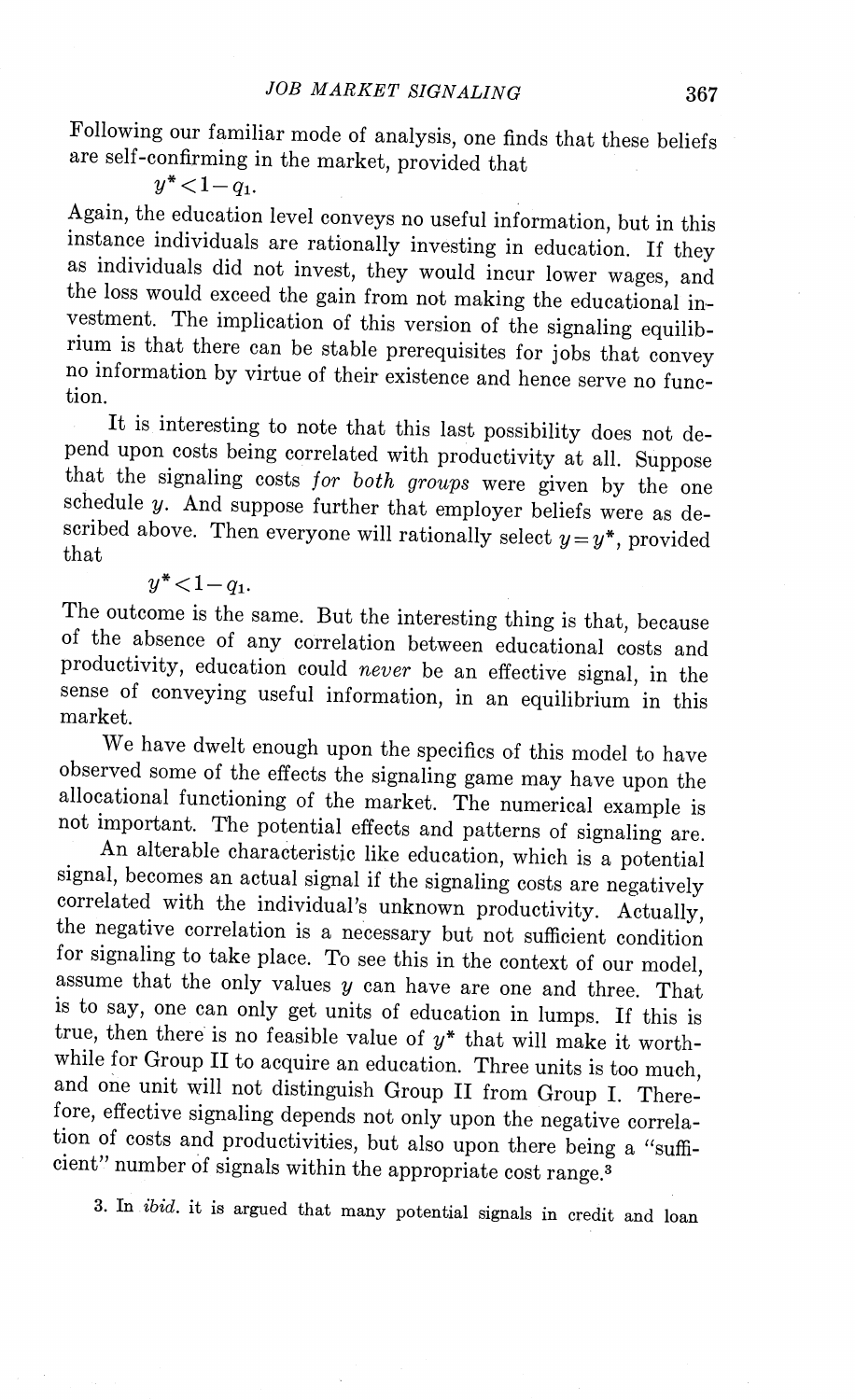Following our familiar mode of analysis, one finds that these beliefs are self-confirming in the market, provided that

$$y^* < 1 - q_1.$$

Again, the education level conveys no useful information, but in this instance individuals are rationally investing in education. If they as individuals did not invest, they would incur lower wages, and the loss would exceed the gain from not making the educational investment. The implication of this version of the signaling equilibrium is that there can be stable prerequisites for jobs that convey no information by virtue of their existence and hence serve no function.

It is interesting to note that this last possibility does not depend upon costs being correlated with productivity at all. Suppose that the signaling costs *for both groups* were given by the one schedule $y$. And suppose further that employer beliefs were as described above. Then everyone will rationally select $y = y^*$, provided that

$$y^* < 1 - q_1.$$

The outcome is the same. But the interesting thing is that, because of the absence of any correlation between educational costs and productivity, education could *never* be an effective signal, in the sense of conveying useful information, in an equilibrium in this market.

We have dwelt enough upon the specifics of this model to have observed some of the effects the signaling game may have upon the allocational functioning of the market. The numerical example is not important. The potential effects and patterns of signaling are.

An alterable characteristic like education, which is a potential signal, becomes an actual signal if the signaling costs are negatively correlated with the individual's unknown productivity. Actually, the negative correlation is a necessary but not sufficient condition for signaling to take place. To see this in the context of our model, assume that the only values $y$ can have are one and three. That is to say, one can only get units of education in lumps. If this is true, then there is no feasible value of $y^*$ that will make it worthwhile for Group II to acquire an education. Three units is too much, and one unit will not distinguish Group II from Group I. Therefore, effective signaling depends not only upon the negative correlation of costs and productivities, but also upon there being a "sufficient" number of signals within the appropriate cost range.[3]

3. In *ibid.* it is argued that many potential signals in credit and loan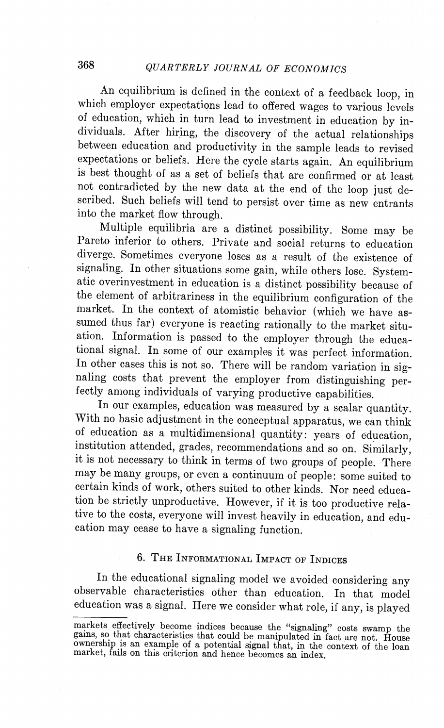An equilibrium is defined in the context of a feedback loop, in which employer expectations lead to offered wages to various levels of education, which in turn lead to investment in education by individuals. After hiring, the discovery of the actual relationships between education and productivity in the sample leads to revised expectations or beliefs. Here the cycle starts again. An equilibrium is best thought of as a set of beliefs that are confirmed or at least not contradicted by the new data at the end of the loop just described. Such beliefs will tend to persist over time as new entrants into the market flow through.

Multiple equilibria are a distinct possibility. Some may be Pareto inferior to others. Private and social returns to education diverge. Sometimes everyone loses as a result of the existence of signaling. In other situations some gain, while others lose. Systematic overinvestment in education is a distinct possibility because of the element of arbitrariness in the equilibrium configuration of the market. In the context of atomistic behavior (which we have assumed thus far) everyone is reacting rationally to the market situation. Information is passed to the employer through the educational signal. In some of our examples it was perfect information. In other cases this is not so. There will be random variation in signaling costs that prevent the employer from distinguishing perfectly among individuals of varying productive capabilities.

In our examples, education was measured by a scalar quantity. With no basic adjustment in the conceptual apparatus, we can think of education as a multidimensional quantity: years of education, institution attended, grades, recommendations and so on. Similarly, it is not necessary to think in terms of two groups of people. There may be many groups, or even a continuum of people: some suited to certain kinds of work, others suited to other kinds. Nor need education be strictly unproductive. However, if it is too productive relative to the costs, everyone will invest heavily in education, and education may cease to have a signaling function.

## 6. The Informational Impact of Indices

In the educational signaling model we avoided considering any observable characteristics other than education. In that model education was a signal. Here we consider what role, if any, is played

markets effectively become indices because the "signaling" costs swamp the gains, so that characteristics that could be manipulated in fact are not. House ownership is an example of a potential signal that, in the context of the loan market, fails on this criterion and hence becomes an index.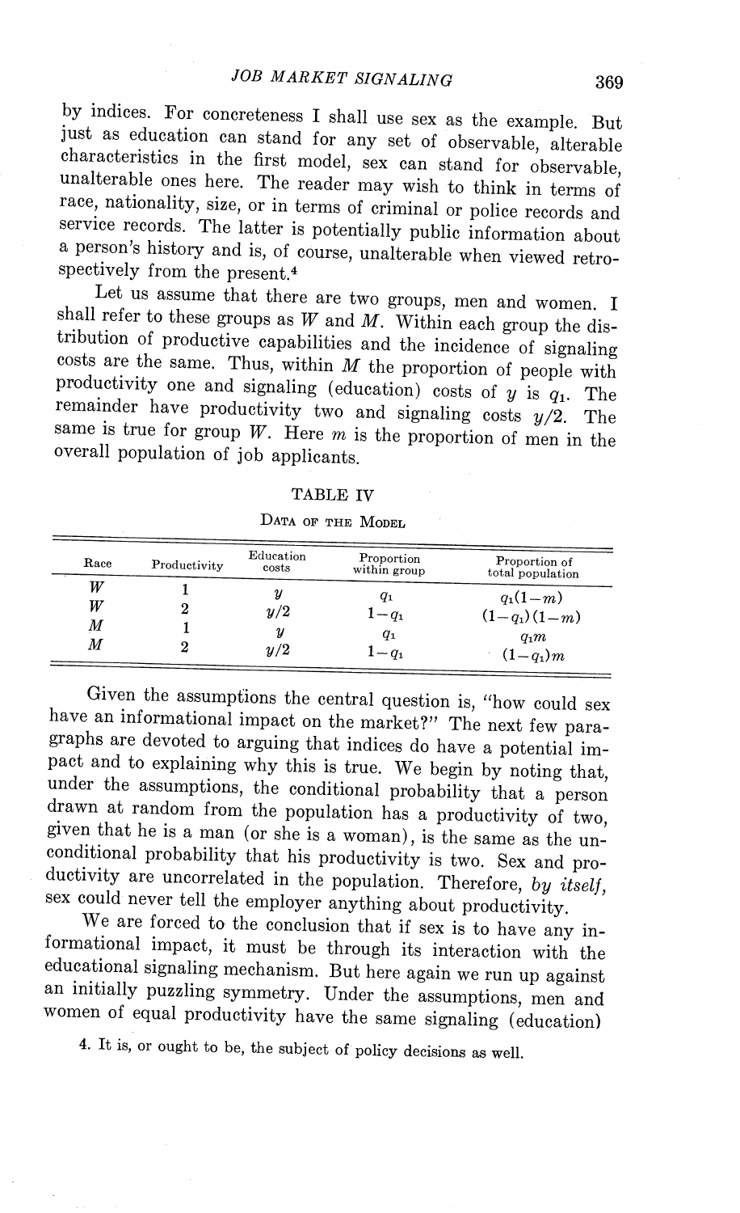by indices. For concreteness I shall use sex as the example. But just as education can stand for any set of observable, alterable characteristics in the first model, sex can stand for observable, unalterable ones here. The reader may wish to think in terms of race, nationality, size, or in terms of criminal or police records and service records. The latter is potentially public information about a person's history and is, of course, unalterable when viewed retrospectively from the present.[4]

Let us assume that there are two groups, men and women. I shall refer to these groups as $W$ and $M$. Within each group the distribution of productive capabilities and the incidence of signaling costs are the same. Thus, within $M$ the proportion of people with productivity one and signaling (education) costs of $y$ is $q_1$. The remainder have productivity two and signaling costs $y/2$. The same is true for group $W$. Here $m$ is the proportion of men in the overall population of job applicants.

TABLE IV

DATA OF THE MODEL

| Race | Productivity | Education costs | Proportion within group | Proportion of total population |
|---|---|---|---|---|
| $W$ | 1 | $y$ | $q_1$ | $q_1(1-m)$ |
| $W$ | 2 | $y/2$ | $1-q_1$ | $(1-q_1)(1-m)$ |
| $M$ | 1 | $y$ | $q_1$ | $q_1 m$ |
| $M$ | 2 | $y/2$ | $1-q_1$ | $(1-q_1)m$ |

Given the assumptions the central question is, "how could sex have an informational impact on the market?" The next few paragraphs are devoted to arguing that indices do have a potential impact and to explaining why this is true. We begin by noting that, under the assumptions, the conditional probability that a person drawn at random from the population has a productivity of two, given that he is a man (or she is a woman), is the same as the unconditional probability that his productivity is two. Sex and productivity are uncorrelated in the population. Therefore, *by itself*, sex could never tell the employer anything about productivity.

We are forced to the conclusion that if sex is to have any informational impact, it must be through its interaction with the educational signaling mechanism. But here again we run up against an initially puzzling symmetry. Under the assumptions, men and women of equal productivity have the same signaling (education)

4. It is, or ought to be, the subject of policy decisions as well.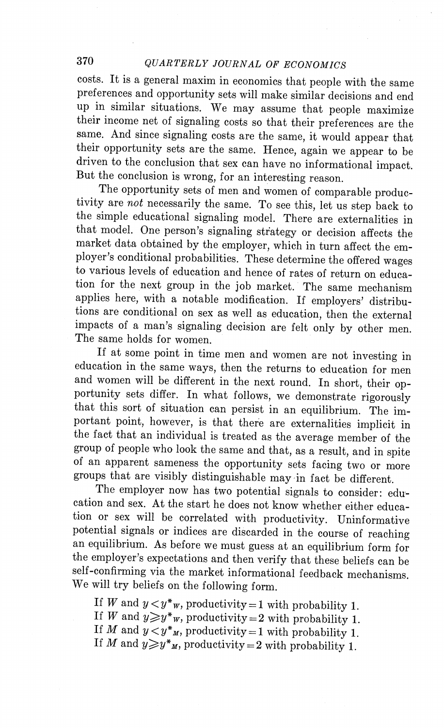costs. It is a general maxim in economics that people with the same preferences and opportunity sets will make similar decisions and end up in similar situations. We may assume that people maximize their income net of signaling costs so that their preferences are the same. And since signaling costs are the same, it would appear that their opportunity sets are the same. Hence, again we appear to be driven to the conclusion that sex can have no informational impact. But the conclusion is wrong, for an interesting reason.

The opportunity sets of men and women of comparable productivity are *not* necessarily the same. To see this, let us step back to the simple educational signaling model. There are externalities in that model. One person's signaling strategy or decision affects the market data obtained by the employer, which in turn affect the employer's conditional probabilities. These determine the offered wages to various levels of education and hence of rates of return on education for the next group in the job market. The same mechanism applies here, with a notable modification. If employers' distributions are conditional on sex as well as education, then the external impacts of a man's signaling decision are felt only by other men. The same holds for women.

If at some point in time men and women are not investing in education in the same ways, then the returns to education for men and women will be different in the next round. In short, their opportunity sets differ. In what follows, we demonstrate rigorously that this sort of situation can persist in an equilibrium. The important point, however, is that there are externalities implicit in the fact that an individual is treated as the average member of the group of people who look the same and that, as a result, and in spite of an apparent sameness the opportunity sets facing two or more groups that are visibly distinguishable may in fact be different.

The employer now has two potential signals to consider: education and sex. At the start he does not know whether either education or sex will be correlated with productivity. Uninformative potential signals or indices are discarded in the course of reaching an equilibrium. As before we must guess at an equilibrium form for the employer's expectations and then verify that these beliefs can be self-confirming via the market informational feedback mechanisms. We will try beliefs on the following form.

If $W$ and $y < y^*_W$, productivity $= 1$ with probability 1.
If $W$ and $y \geqslant y^*_W$, productivity $= 2$ with probability 1.
If $M$ and $y < y^*_M$, productivity $= 1$ with probability 1.
If $M$ and $y \geqslant y^*_M$, productivity $= 2$ with probability 1.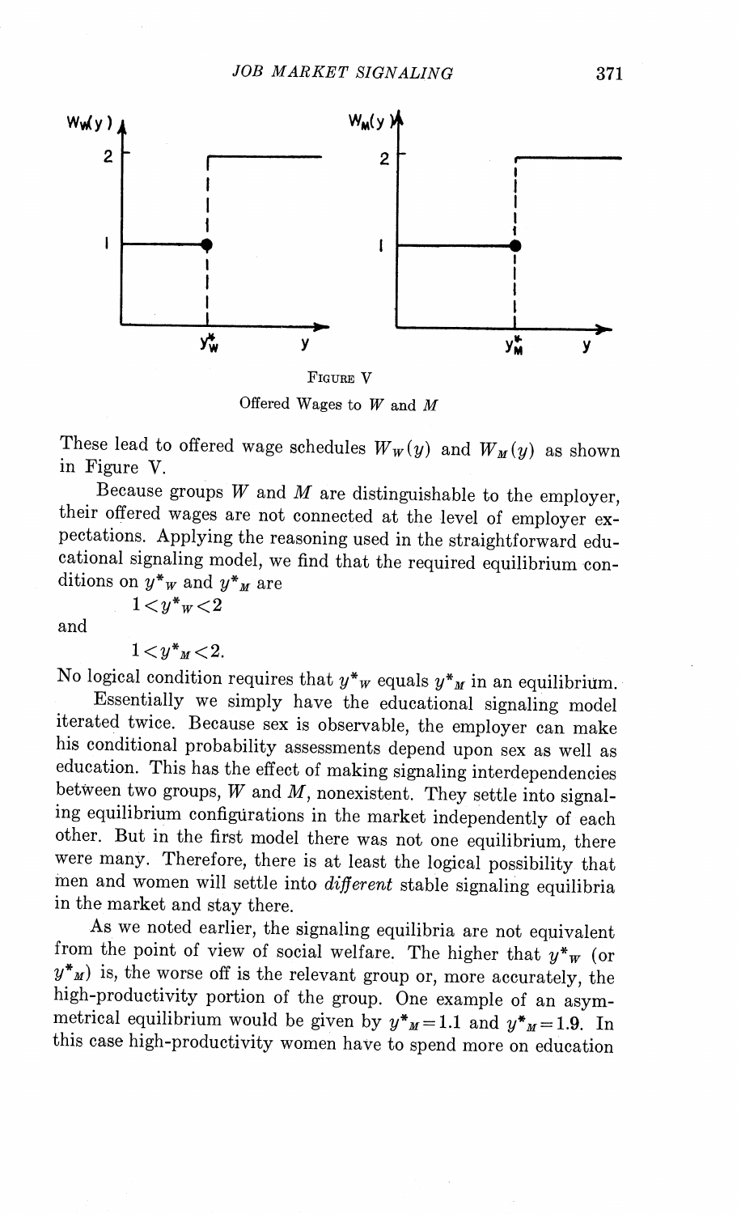FIGURE V

Offered Wages to $W$ and $M$

These lead to offered wage schedules $W_W(y)$ and $W_M(y)$ as shown in Figure V.

Because groups $W$ and $M$ are distinguishable to the employer, their offered wages are not connected at the level of employer expectations. Applying the reasoning used in the straightforward educational signaling model, we find that the required equilibrium conditions on $y^*_W$ and $y^*_M$ are

$$1 < y^*_W < 2$$

and

$$1 < y^*_M < 2.$$

No logical condition requires that $y^*_W$ equals $y^*_M$ in an equilibrium.

Essentially we simply have the educational signaling model iterated twice. Because sex is observable, the employer can make his conditional probability assessments depend upon sex as well as education. This has the effect of making signaling interdependencies between two groups, $W$ and $M$, nonexistent. They settle into signaling equilibrium configurations in the market independently of each other. But in the first model there was not one equilibrium, there were many. Therefore, there is at least the logical possibility that men and women will settle into *different* stable signaling equilibria in the market and stay there.

As we noted earlier, the signaling equilibria are not equivalent from the point of view of social welfare. The higher that $y^*_W$ (or $y^*_M$) is, the worse off is the relevant group or, more accurately, the high-productivity portion of the group. One example of an asymmetrical equilibrium would be given by $y^*_M = 1.1$ and $y^*_M = 1.9$. In this case high-productivity women have to spend more on education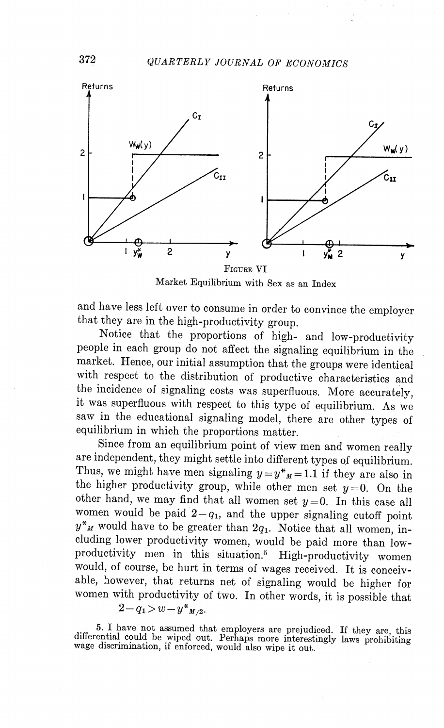FIGURE VI

Market Equilibrium with Sex as an Index

and have less left over to consume in order to convince the employer that they are in the high-productivity group.

Notice that the proportions of high- and low-productivity people in each group do not affect the signaling equilibrium in the market. Hence, our initial assumption that the groups were identical with respect to the distribution of productive characteristics and the incidence of signaling costs was superfluous. More accurately, it was superfluous with respect to this type of equilibrium. As we saw in the educational signaling model, there are other types of equilibrium in which the proportions matter.

Since from an equilibrium point of view men and women really are independent, they might settle into different types of equilibrium. Thus, we might have men signaling $y = y^*_M = 1.1$ if they are also in the higher productivity group, while other men set $y = 0$. On the other hand, we may find that all women set $y = 0$. In this case all women would be paid $2 - q_1$, and the upper signaling cutoff point $y^*_M$ would have to be greater than $2q_1$. Notice that all women, including lower productivity women, would be paid more than low-productivity men in this situation.[5] High-productivity women would, of course, be hurt in terms of wages received. It is conceivable, however, that returns net of signaling would be higher for women with productivity of two. In other words, it is possible that

$$2 - q_1 > w - y^*_{M/2}.$$

5. I have not assumed that employers are prejudiced. If they are, this differential could be wiped out. Perhaps more interestingly laws prohibiting wage discrimination, if enforced, would also wipe it out.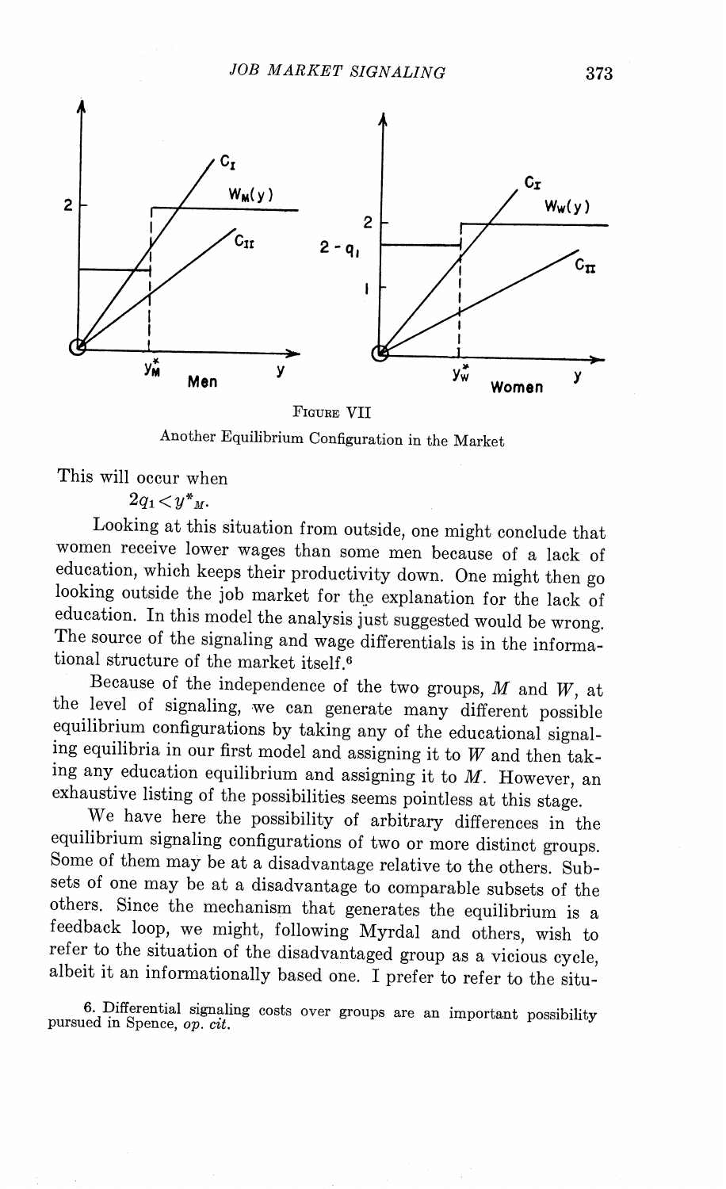FIGURE VII

Another Equilibrium Configuration in the Market

This will occur when

$$2q_1 < y^*_M.$$

Looking at this situation from outside, one might conclude that women receive lower wages than some men because of a lack of education, which keeps their productivity down. One might then go looking outside the job market for the explanation for the lack of education. In this model the analysis just suggested would be wrong. The source of the signaling and wage differentials is in the informational structure of the market itself.[6]

Because of the independence of the two groups, $M$ and $W$, at the level of signaling, we can generate many different possible equilibrium configurations by taking any of the educational signaling equilibria in our first model and assigning it to $W$ and then taking any education equilibrium and assigning it to $M$. However, an exhaustive listing of the possibilities seems pointless at this stage.

We have here the possibility of arbitrary differences in the equilibrium signaling configurations of two or more distinct groups. Some of them may be at a disadvantage relative to the others. Subsets of one may be at a disadvantage to comparable subsets of the others. Since the mechanism that generates the equilibrium is a feedback loop, we might, following Myrdal and others, wish to refer to the situation of the disadvantaged group as a vicious cycle, albeit it an informationally based one. I prefer to refer to the situ-

6. Differential signaling costs over groups are an important possibility pursued in Spence, *op. cit.*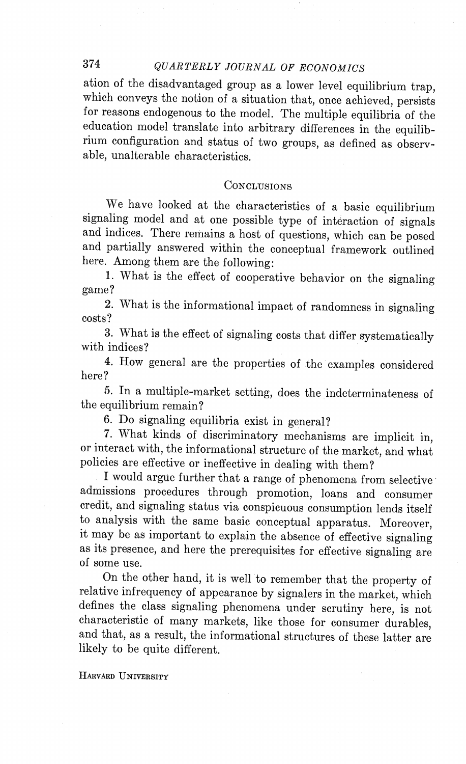ation of the disadvantaged group as a lower level equilibrium trap, which conveys the notion of a situation that, once achieved, persists for reasons endogenous to the model. The multiple equilibria of the education model translate into arbitrary differences in the equilibrium configuration and status of two groups, as defined as observable, unalterable characteristics.

## Conclusions

We have looked at the characteristics of a basic equilibrium signaling model and at one possible type of interaction of signals and indices. There remains a host of questions, which can be posed and partially answered within the conceptual framework outlined here. Among them are the following:

1. What is the effect of cooperative behavior on the signaling game?
2. What is the informational impact of randomness in signaling costs?
3. What is the effect of signaling costs that differ systematically with indices?
4. How general are the properties of the examples considered here?
5. In a multiple-market setting, does the indeterminateness of the equilibrium remain?
6. Do signaling equilibria exist in general?
7. What kinds of discriminatory mechanisms are implicit in, or interact with, the informational structure of the market, and what policies are effective or ineffective in dealing with them?

I would argue further that a range of phenomena from selective admissions procedures through promotion, loans and consumer credit, and signaling status via conspicuous consumption lends itself to analysis with the same basic conceptual apparatus. Moreover, it may be as important to explain the absence of effective signaling as its presence, and here the prerequisites for effective signaling are of some use.

On the other hand, it is well to remember that the property of relative infrequency of appearance by signalers in the market, which defines the class signaling phenomena under scrutiny here, is not characteristic of many markets, like those for consumer durables, and that, as a result, the informational structures of these latter are likely to be quite different.

Harvard University